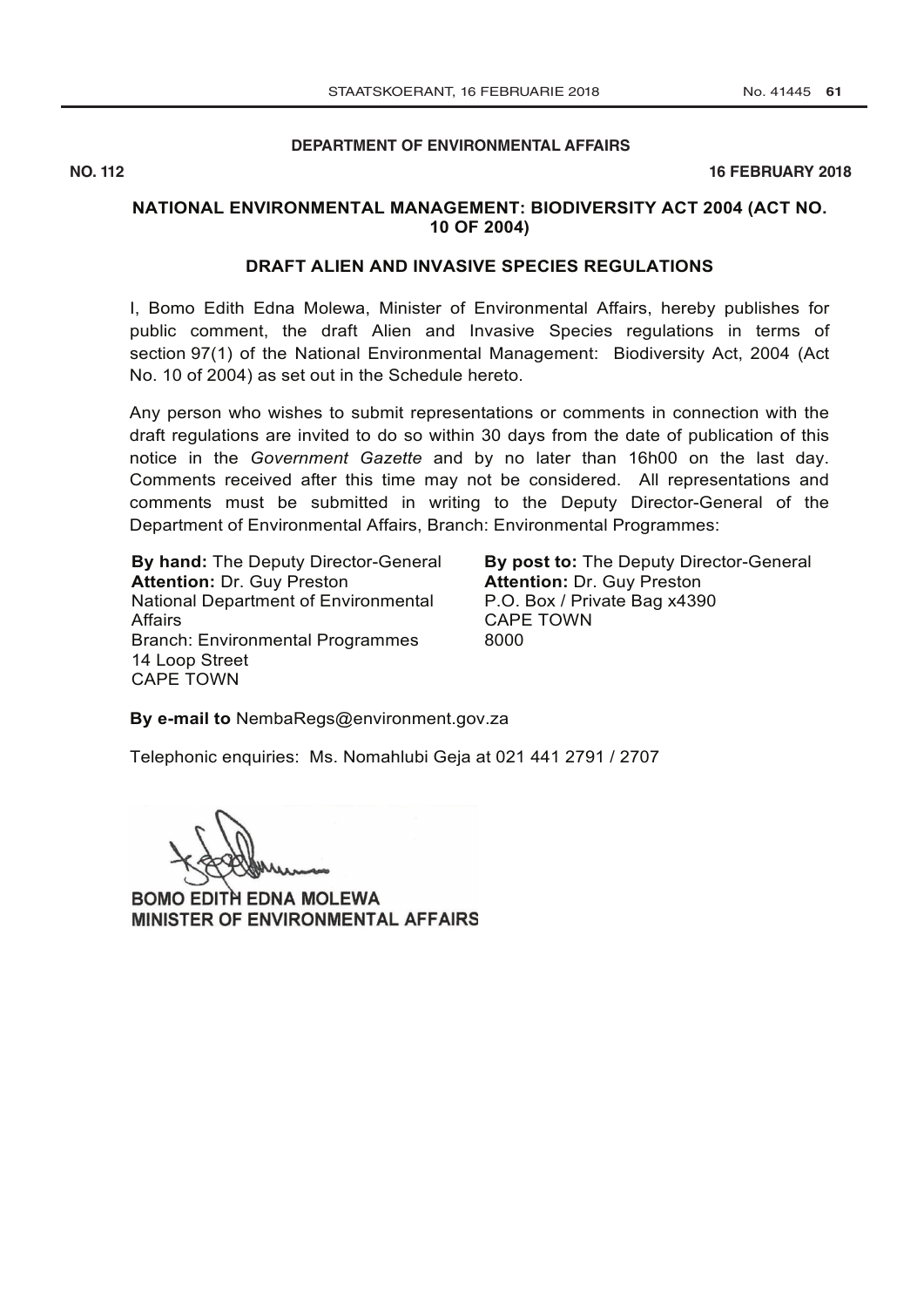**DEPARTMENT OF ENVIRONMENTAL AFFAIRS**

**NO. 112** **16 FEBRUARY 2018**

## NATIONAL ENVIRONMENTAL MANAGEMENT: BIODIVERSITY ACT 2004 (ACT NO. 10 OF 2004)

## DRAFT ALIEN AND INVASIVE SPECIES REGULATIONS

I, Bomo Edith Edna Molewa, Minister of Environmental Affairs, hereby publishes for public comment, the draft Alien and Invasive Species regulations in terms of section 97(1) of the National Environmental Management: Biodiversity Act, 2004 (Act No. 10 of 2004) as set out in the Schedule hereto.

Any person who wishes to submit representations or comments in connection with the draft regulations are invited to do so within 30 days from the date of publication of this notice in the *Government Gazette* and by no later than 16h00 on the last day. Comments received after this time may not be considered. All representations and comments must be submitted in writing to the Deputy Director-General of the Department of Environmental Affairs, Branch: Environmental Programmes:

**By hand:** The Deputy Director-General
**Attention:** Dr. Guy Preston
National Department of Environmental Affairs
Branch: Environmental Programmes
14 Loop Street
CAPE TOWN

**By post to:** The Deputy Director-General
**Attention:** Dr. Guy Preston
P.O. Box / Private Bag x4390
CAPE TOWN
8000

**By e-mail to** NembaRegs@environment.gov.za

Telephonic enquiries: Ms. Nomahlubi Geja at 021 441 2791 / 2707

**BOMO EDITH EDNA MOLEWA**
**MINISTER OF ENVIRONMENTAL AFFAIRS**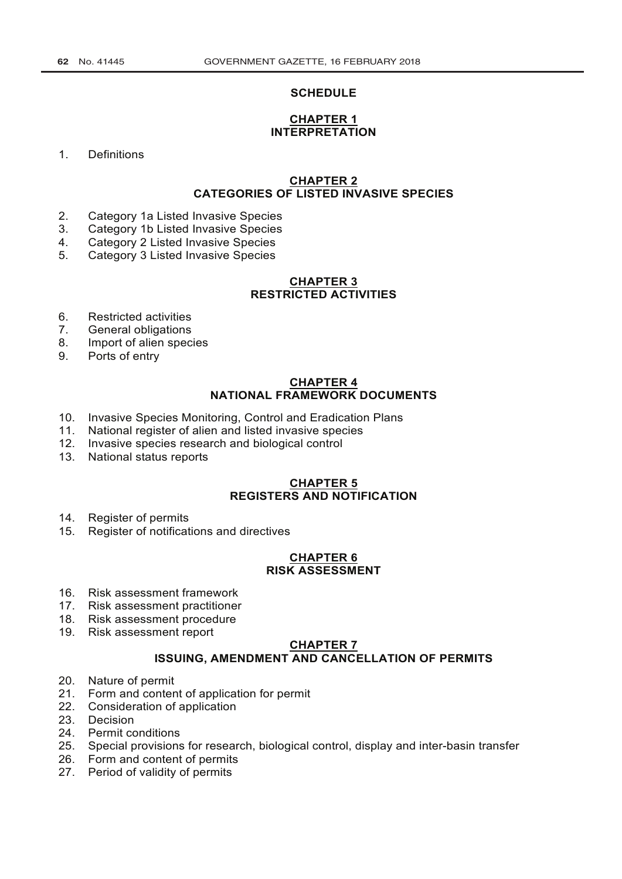# SCHEDULE

## CHAPTER 1
## INTERPRETATION

1. Definitions

## CHAPTER 2
## CATEGORIES OF LISTED INVASIVE SPECIES

2. Category 1a Listed Invasive Species
3. Category 1b Listed Invasive Species
4. Category 2 Listed Invasive Species
5. Category 3 Listed Invasive Species

## CHAPTER 3
## RESTRICTED ACTIVITIES

6. Restricted activities
7. General obligations
8. Import of alien species
9. Ports of entry

## CHAPTER 4
## NATIONAL FRAMEWORK DOCUMENTS

10. Invasive Species Monitoring, Control and Eradication Plans
11. National register of alien and listed invasive species
12. Invasive species research and biological control
13. National status reports

## CHAPTER 5
## REGISTERS AND NOTIFICATION

14. Register of permits
15. Register of notifications and directives

## CHAPTER 6
## RISK ASSESSMENT

16. Risk assessment framework
17. Risk assessment practitioner
18. Risk assessment procedure
19. Risk assessment report

## CHAPTER 7
## ISSUING, AMENDMENT AND CANCELLATION OF PERMITS

20. Nature of permit
21. Form and content of application for permit
22. Consideration of application
23. Decision
24. Permit conditions
25. Special provisions for research, biological control, display and inter-basin transfer
26. Form and content of permits
27. Period of validity of permits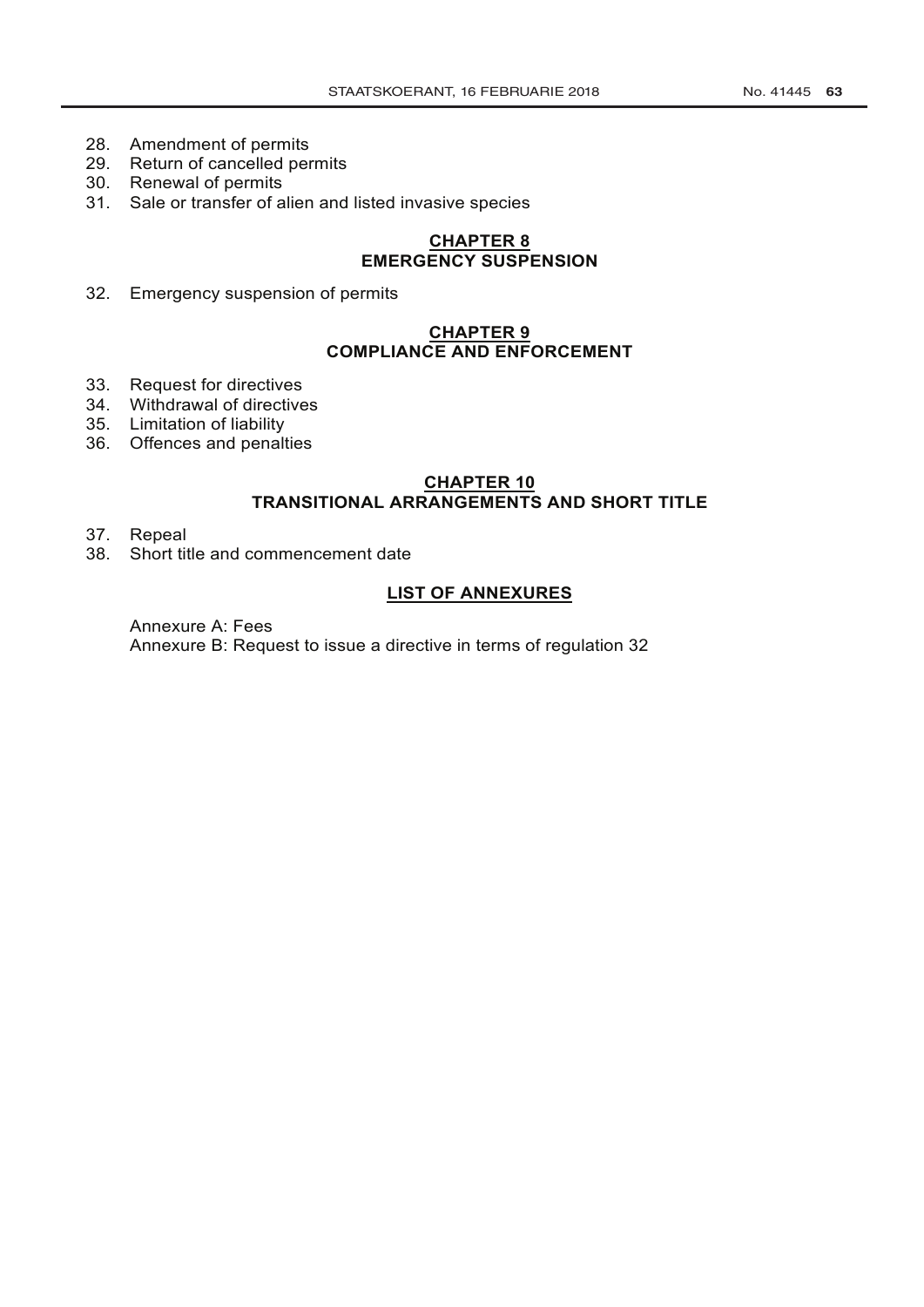28. Amendment of permits
29. Return of cancelled permits
30. Renewal of permits
31. Sale or transfer of alien and listed invasive species

## CHAPTER 8
## EMERGENCY SUSPENSION

32. Emergency suspension of permits

## CHAPTER 9
## COMPLIANCE AND ENFORCEMENT

33. Request for directives
34. Withdrawal of directives
35. Limitation of liability
36. Offences and penalties

## CHAPTER 10
## TRANSITIONAL ARRANGEMENTS AND SHORT TITLE

37. Repeal
38. Short title and commencement date

## LIST OF ANNEXURES

Annexure A: Fees
Annexure B: Request to issue a directive in terms of regulation 32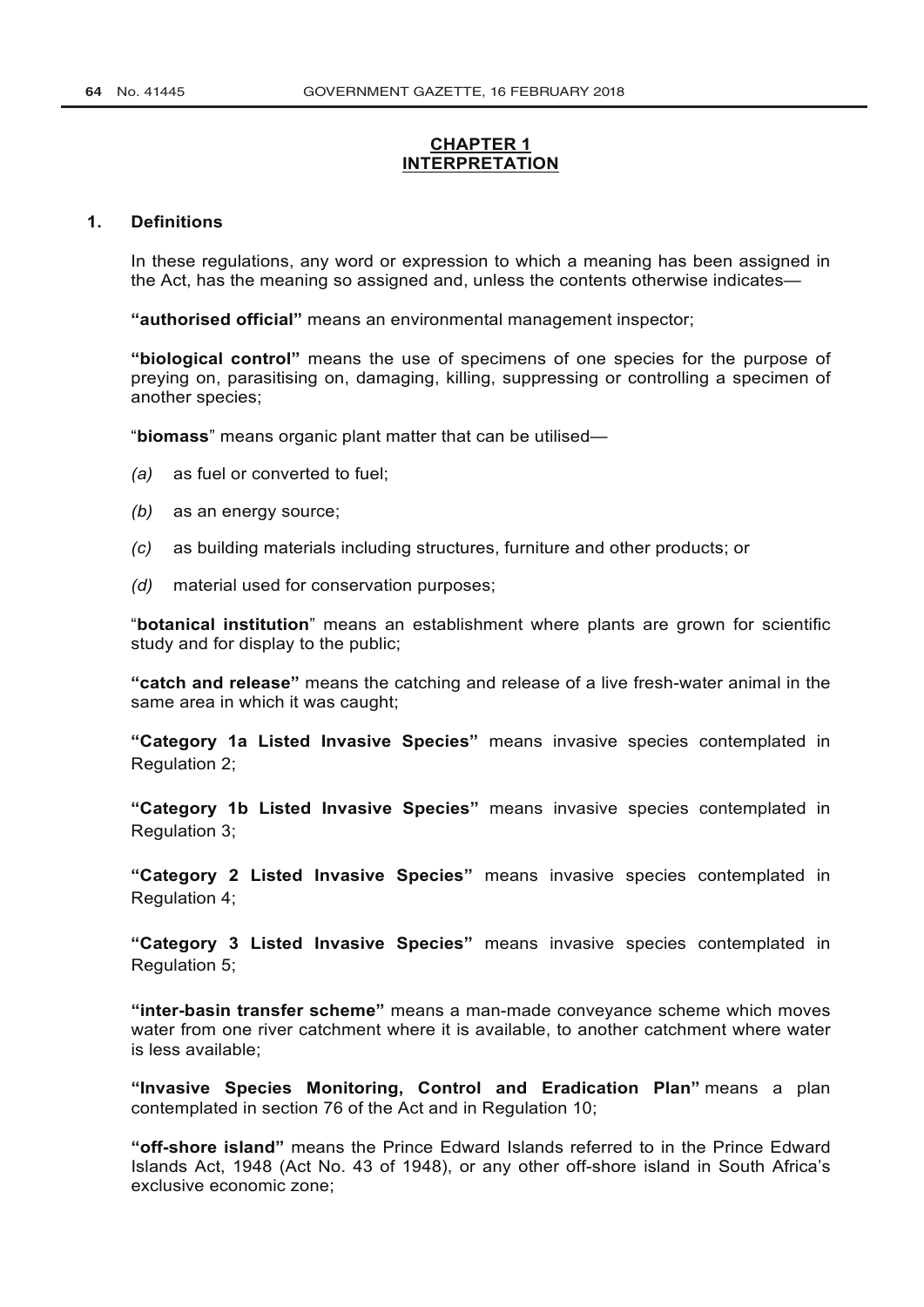# CHAPTER 1
# INTERPRETATION

## 1. Definitions

In these regulations, any word or expression to which a meaning has been assigned in the Act, has the meaning so assigned and, unless the contents otherwise indicates—

**"authorised official"** means an environmental management inspector;

**"biological control"** means the use of specimens of one species for the purpose of preying on, parasitising on, damaging, killing, suppressing or controlling a specimen of another species;

"**biomass**" means organic plant matter that can be utilised—

*(a)* as fuel or converted to fuel;

*(b)* as an energy source;

*(c)* as building materials including structures, furniture and other products; or

*(d)* material used for conservation purposes;

"**botanical institution**" means an establishment where plants are grown for scientific study and for display to the public;

**"catch and release"** means the catching and release of a live fresh-water animal in the same area in which it was caught;

**"Category 1a Listed Invasive Species"** means invasive species contemplated in Regulation 2;

**"Category 1b Listed Invasive Species"** means invasive species contemplated in Regulation 3;

**"Category 2 Listed Invasive Species"** means invasive species contemplated in Regulation 4;

**"Category 3 Listed Invasive Species"** means invasive species contemplated in Regulation 5;

**"inter-basin transfer scheme"** means a man-made conveyance scheme which moves water from one river catchment where it is available, to another catchment where water is less available;

**"Invasive Species Monitoring, Control and Eradication Plan"** means a plan contemplated in section 76 of the Act and in Regulation 10;

**"off-shore island"** means the Prince Edward Islands referred to in the Prince Edward Islands Act, 1948 (Act No. 43 of 1948), or any other off-shore island in South Africa's exclusive economic zone;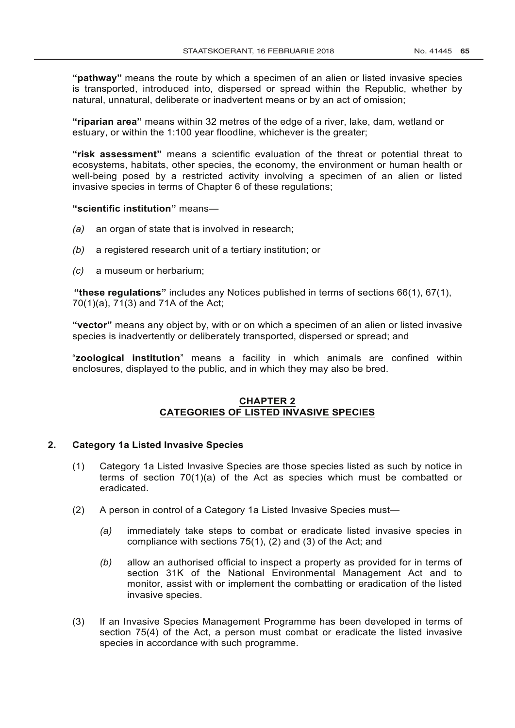**"pathway"** means the route by which a specimen of an alien or listed invasive species is transported, introduced into, dispersed or spread within the Republic, whether by natural, unnatural, deliberate or inadvertent means or by an act of omission;

**"riparian area"** means within 32 metres of the edge of a river, lake, dam, wetland or estuary, or within the 1:100 year floodline, whichever is the greater;

**"risk assessment"** means a scientific evaluation of the threat or potential threat to ecosystems, habitats, other species, the economy, the environment or human health or well-being posed by a restricted activity involving a specimen of an alien or listed invasive species in terms of Chapter 6 of these regulations;

**"scientific institution"** means—

*(a)* an organ of state that is involved in research;

*(b)* a registered research unit of a tertiary institution; or

*(c)* a museum or herbarium;

**"these regulations"** includes any Notices published in terms of sections 66(1), 67(1), 70(1)(a), 71(3) and 71A of the Act;

**"vector"** means any object by, with or on which a specimen of an alien or listed invasive species is inadvertently or deliberately transported, dispersed or spread; and

"**zoological institution**" means a facility in which animals are confined within enclosures, displayed to the public, and in which they may also be bred.

## CHAPTER 2
## CATEGORIES OF LISTED INVASIVE SPECIES

### 2. Category 1a Listed Invasive Species

(1) Category 1a Listed Invasive Species are those species listed as such by notice in terms of section 70(1)(a) of the Act as species which must be combatted or eradicated.

(2) A person in control of a Category 1a Listed Invasive Species must—

*(a)* immediately take steps to combat or eradicate listed invasive species in compliance with sections 75(1), (2) and (3) of the Act; and

*(b)* allow an authorised official to inspect a property as provided for in terms of section 31K of the National Environmental Management Act and to monitor, assist with or implement the combatting or eradication of the listed invasive species.

(3) If an Invasive Species Management Programme has been developed in terms of section 75(4) of the Act, a person must combat or eradicate the listed invasive species in accordance with such programme.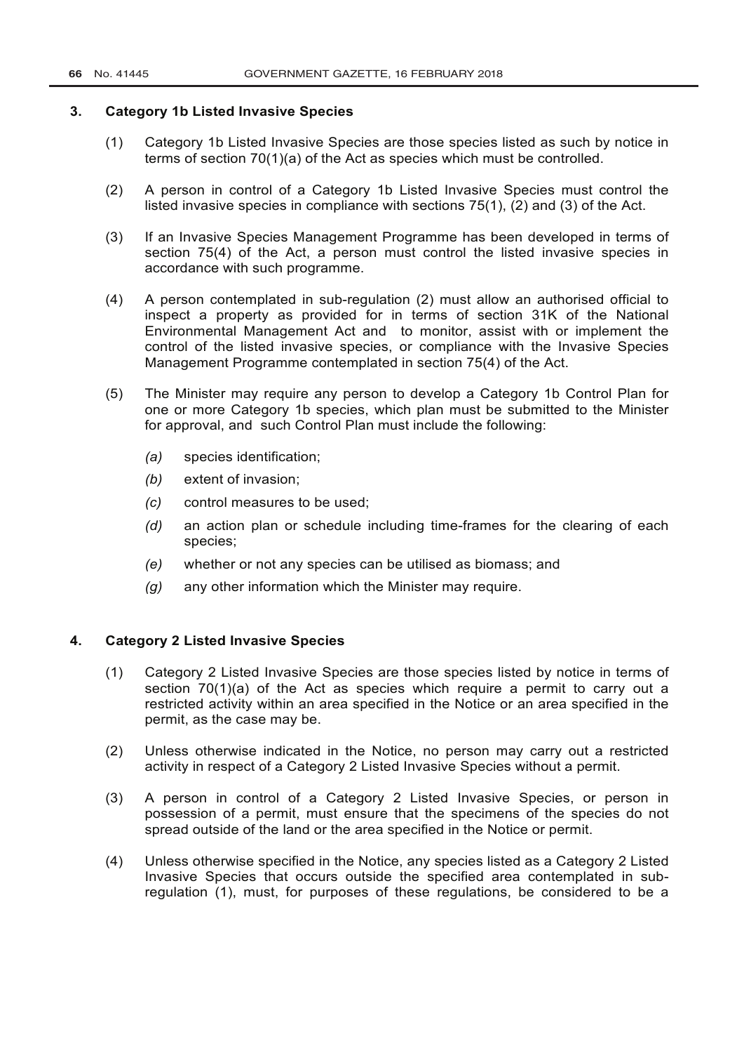## 3. Category 1b Listed Invasive Species

(1) Category 1b Listed Invasive Species are those species listed as such by notice in terms of section 70(1)(a) of the Act as species which must be controlled.

(2) A person in control of a Category 1b Listed Invasive Species must control the listed invasive species in compliance with sections 75(1), (2) and (3) of the Act.

(3) If an Invasive Species Management Programme has been developed in terms of section 75(4) of the Act, a person must control the listed invasive species in accordance with such programme.

(4) A person contemplated in sub-regulation (2) must allow an authorised official to inspect a property as provided for in terms of section 31K of the National Environmental Management Act and to monitor, assist with or implement the control of the listed invasive species, or compliance with the Invasive Species Management Programme contemplated in section 75(4) of the Act.

(5) The Minister may require any person to develop a Category 1b Control Plan for one or more Category 1b species, which plan must be submitted to the Minister for approval, and such Control Plan must include the following:

*(a)* species identification;

*(b)* extent of invasion;

*(c)* control measures to be used;

*(d)* an action plan or schedule including time-frames for the clearing of each species;

*(e)* whether or not any species can be utilised as biomass; and

*(g)* any other information which the Minister may require.

## 4. Category 2 Listed Invasive Species

(1) Category 2 Listed Invasive Species are those species listed by notice in terms of section 70(1)(a) of the Act as species which require a permit to carry out a restricted activity within an area specified in the Notice or an area specified in the permit, as the case may be.

(2) Unless otherwise indicated in the Notice, no person may carry out a restricted activity in respect of a Category 2 Listed Invasive Species without a permit.

(3) A person in control of a Category 2 Listed Invasive Species, or person in possession of a permit, must ensure that the specimens of the species do not spread outside of the land or the area specified in the Notice or permit.

(4) Unless otherwise specified in the Notice, any species listed as a Category 2 Listed Invasive Species that occurs outside the specified area contemplated in sub-regulation (1), must, for purposes of these regulations, be considered to be a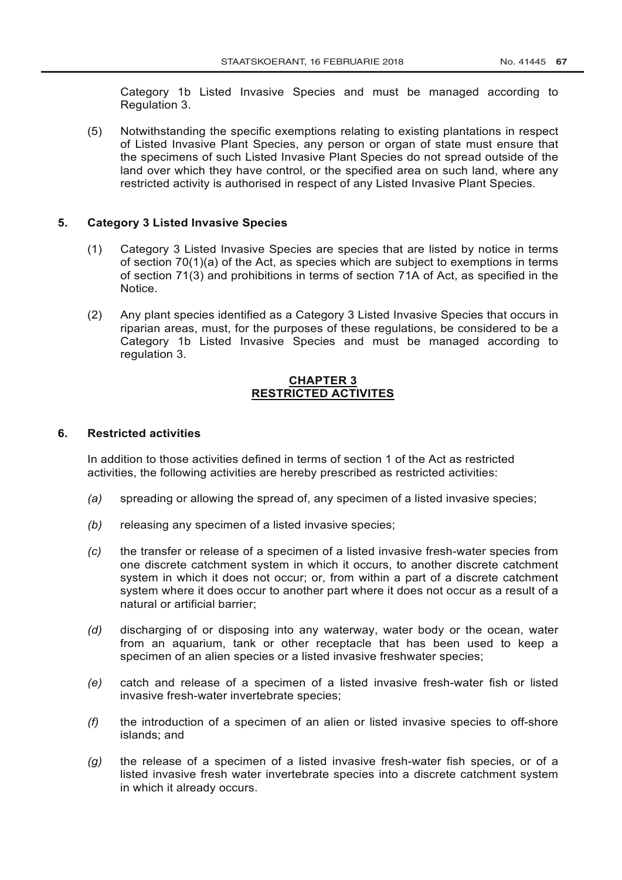Category 1b Listed Invasive Species and must be managed according to Regulation 3.

(5) Notwithstanding the specific exemptions relating to existing plantations in respect of Listed Invasive Plant Species, any person or organ of state must ensure that the specimens of such Listed Invasive Plant Species do not spread outside of the land over which they have control, or the specified area on such land, where any restricted activity is authorised in respect of any Listed Invasive Plant Species.

**5. Category 3 Listed Invasive Species**

(1) Category 3 Listed Invasive Species are species that are listed by notice in terms of section 70(1)(a) of the Act, as species which are subject to exemptions in terms of section 71(3) and prohibitions in terms of section 71A of Act, as specified in the Notice.

(2) Any plant species identified as a Category 3 Listed Invasive Species that occurs in riparian areas, must, for the purposes of these regulations, be considered to be a Category 1b Listed Invasive Species and must be managed according to regulation 3.

## CHAPTER 3
## RESTRICTED ACTIVITES

**6. Restricted activities**

In addition to those activities defined in terms of section 1 of the Act as restricted activities, the following activities are hereby prescribed as restricted activities:

*(a)* spreading or allowing the spread of, any specimen of a listed invasive species;

*(b)* releasing any specimen of a listed invasive species;

*(c)* the transfer or release of a specimen of a listed invasive fresh-water species from one discrete catchment system in which it occurs, to another discrete catchment system in which it does not occur; or, from within a part of a discrete catchment system where it does occur to another part where it does not occur as a result of a natural or artificial barrier;

*(d)* discharging of or disposing into any waterway, water body or the ocean, water from an aquarium, tank or other receptacle that has been used to keep a specimen of an alien species or a listed invasive freshwater species;

*(e)* catch and release of a specimen of a listed invasive fresh-water fish or listed invasive fresh-water invertebrate species;

*(f)* the introduction of a specimen of an alien or listed invasive species to off-shore islands; and

*(g)* the release of a specimen of a listed invasive fresh-water fish species, or of a listed invasive fresh water invertebrate species into a discrete catchment system in which it already occurs.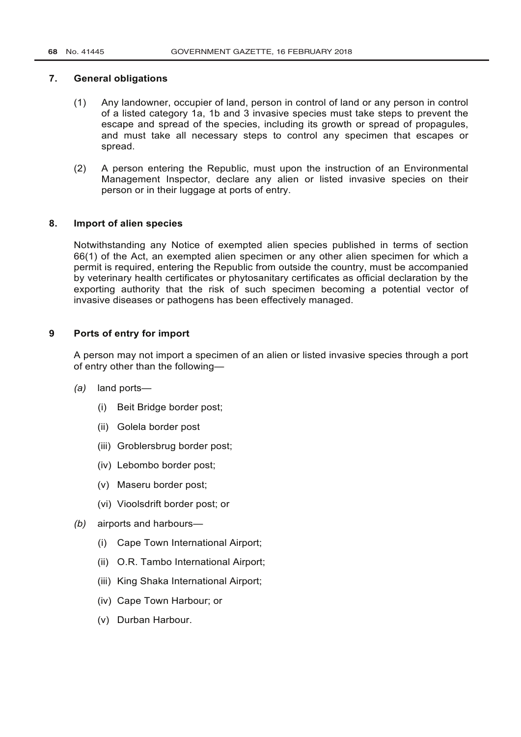## 7. General obligations

(1) Any landowner, occupier of land, person in control of land or any person in control of a listed category 1a, 1b and 3 invasive species must take steps to prevent the escape and spread of the species, including its growth or spread of propagules, and must take all necessary steps to control any specimen that escapes or spread.

(2) A person entering the Republic, must upon the instruction of an Environmental Management Inspector, declare any alien or listed invasive species on their person or in their luggage at ports of entry.

## 8. Import of alien species

Notwithstanding any Notice of exempted alien species published in terms of section 66(1) of the Act, an exempted alien specimen or any other alien specimen for which a permit is required, entering the Republic from outside the country, must be accompanied by veterinary health certificates or phytosanitary certificates as official declaration by the exporting authority that the risk of such specimen becoming a potential vector of invasive diseases or pathogens has been effectively managed.

## 9 Ports of entry for import

A person may not import a specimen of an alien or listed invasive species through a port of entry other than the following—

*(a)* land ports—

(i) Beit Bridge border post;

(ii) Golela border post

(iii) Groblersbrug border post;

(iv) Lebombo border post;

(v) Maseru border post;

(vi) Vioolsdrift border post; or

*(b)* airports and harbours—

(i) Cape Town International Airport;

(ii) O.R. Tambo International Airport;

(iii) King Shaka International Airport;

(iv) Cape Town Harbour; or

(v) Durban Harbour.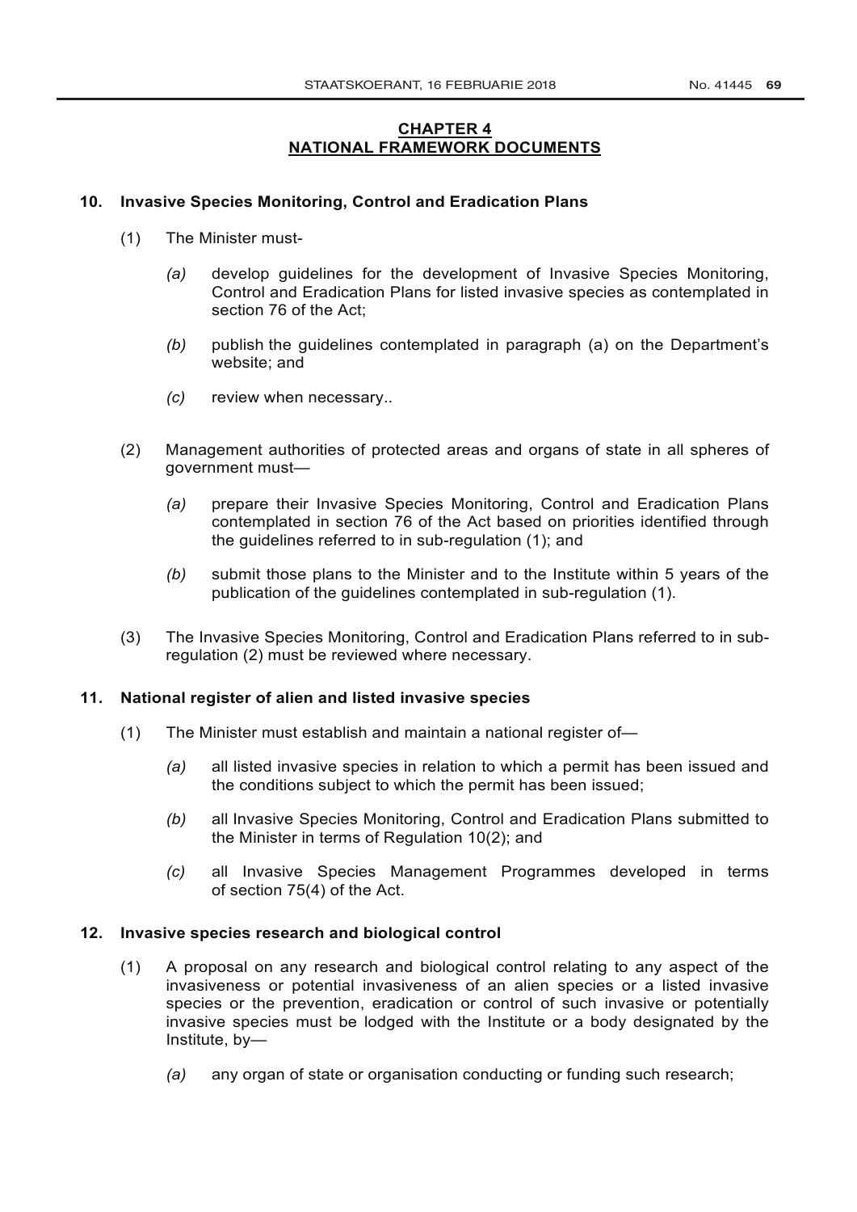## CHAPTER 4
## NATIONAL FRAMEWORK DOCUMENTS

### 10. Invasive Species Monitoring, Control and Eradication Plans

(1) The Minister must-

*(a)* develop guidelines for the development of Invasive Species Monitoring, Control and Eradication Plans for listed invasive species as contemplated in section 76 of the Act;

*(b)* publish the guidelines contemplated in paragraph (a) on the Department's website; and

*(c)* review when necessary..

(2) Management authorities of protected areas and organs of state in all spheres of government must—

*(a)* prepare their Invasive Species Monitoring, Control and Eradication Plans contemplated in section 76 of the Act based on priorities identified through the guidelines referred to in sub-regulation (1); and

*(b)* submit those plans to the Minister and to the Institute within 5 years of the publication of the guidelines contemplated in sub-regulation (1).

(3) The Invasive Species Monitoring, Control and Eradication Plans referred to in sub-regulation (2) must be reviewed where necessary.

### 11. National register of alien and listed invasive species

(1) The Minister must establish and maintain a national register of—

*(a)* all listed invasive species in relation to which a permit has been issued and the conditions subject to which the permit has been issued;

*(b)* all Invasive Species Monitoring, Control and Eradication Plans submitted to the Minister in terms of Regulation 10(2); and

*(c)* all Invasive Species Management Programmes developed in terms of section 75(4) of the Act.

### 12. Invasive species research and biological control

(1) A proposal on any research and biological control relating to any aspect of the invasiveness or potential invasiveness of an alien species or a listed invasive species or the prevention, eradication or control of such invasive or potentially invasive species must be lodged with the Institute or a body designated by the Institute, by—

*(a)* any organ of state or organisation conducting or funding such research;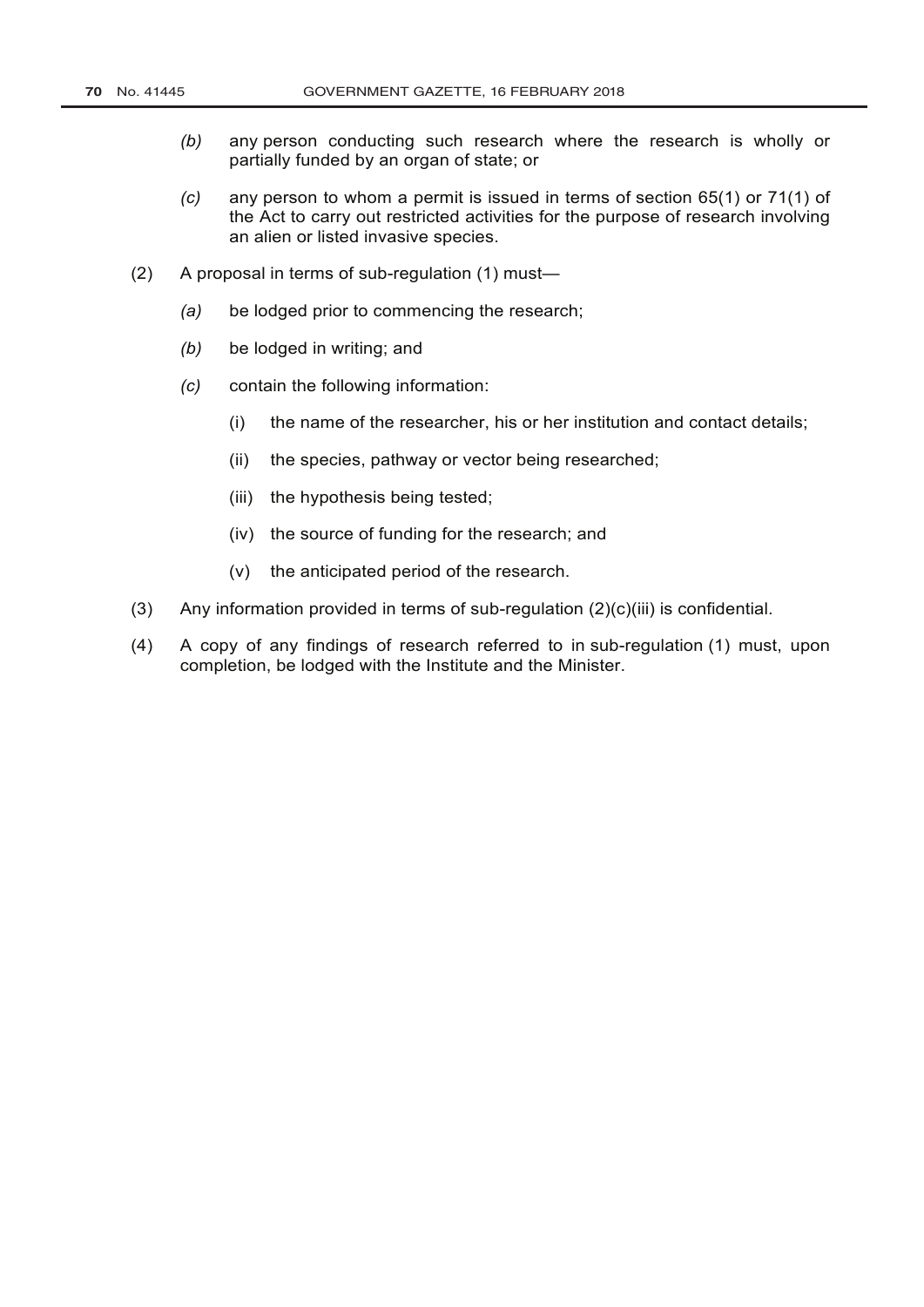*(b)* any person conducting such research where the research is wholly or partially funded by an organ of state; or

*(c)* any person to whom a permit is issued in terms of section 65(1) or 71(1) of the Act to carry out restricted activities for the purpose of research involving an alien or listed invasive species.

(2) A proposal in terms of sub-regulation (1) must—

*(a)* be lodged prior to commencing the research;

*(b)* be lodged in writing; and

*(c)* contain the following information:

(i) the name of the researcher, his or her institution and contact details;

(ii) the species, pathway or vector being researched;

(iii) the hypothesis being tested;

(iv) the source of funding for the research; and

(v) the anticipated period of the research.

(3) Any information provided in terms of sub-regulation (2)(c)(iii) is confidential.

(4) A copy of any findings of research referred to in sub-regulation (1) must, upon completion, be lodged with the Institute and the Minister.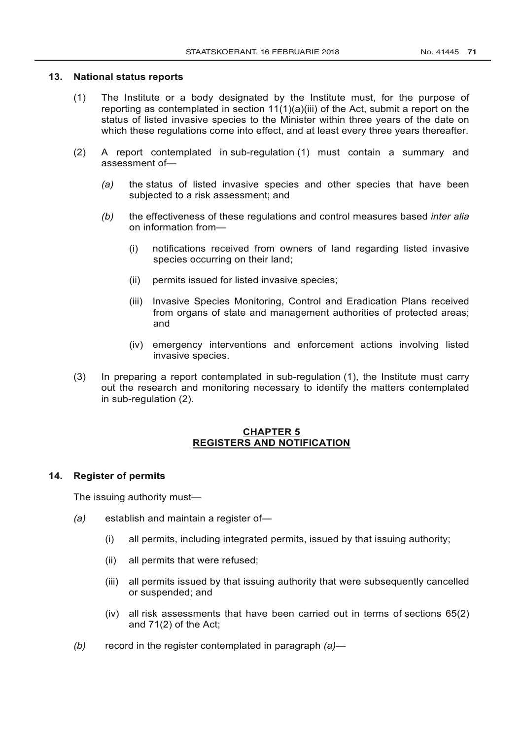**13. National status reports**

(1) The Institute or a body designated by the Institute must, for the purpose of reporting as contemplated in section 11(1)(a)(iii) of the Act, submit a report on the status of listed invasive species to the Minister within three years of the date on which these regulations come into effect, and at least every three years thereafter.

(2) A report contemplated in sub-regulation (1) must contain a summary and assessment of—

*(a)* the status of listed invasive species and other species that have been subjected to a risk assessment; and

*(b)* the effectiveness of these regulations and control measures based *inter alia* on information from—

(i) notifications received from owners of land regarding listed invasive species occurring on their land;

(ii) permits issued for listed invasive species;

(iii) Invasive Species Monitoring, Control and Eradication Plans received from organs of state and management authorities of protected areas; and

(iv) emergency interventions and enforcement actions involving listed invasive species.

(3) In preparing a report contemplated in sub-regulation (1), the Institute must carry out the research and monitoring necessary to identify the matters contemplated in sub-regulation (2).

## CHAPTER 5
## REGISTERS AND NOTIFICATION

**14. Register of permits**

The issuing authority must—

*(a)* establish and maintain a register of—

(i) all permits, including integrated permits, issued by that issuing authority;

(ii) all permits that were refused;

(iii) all permits issued by that issuing authority that were subsequently cancelled or suspended; and

(iv) all risk assessments that have been carried out in terms of sections 65(2) and 71(2) of the Act;

*(b)* record in the register contemplated in paragraph *(a)*—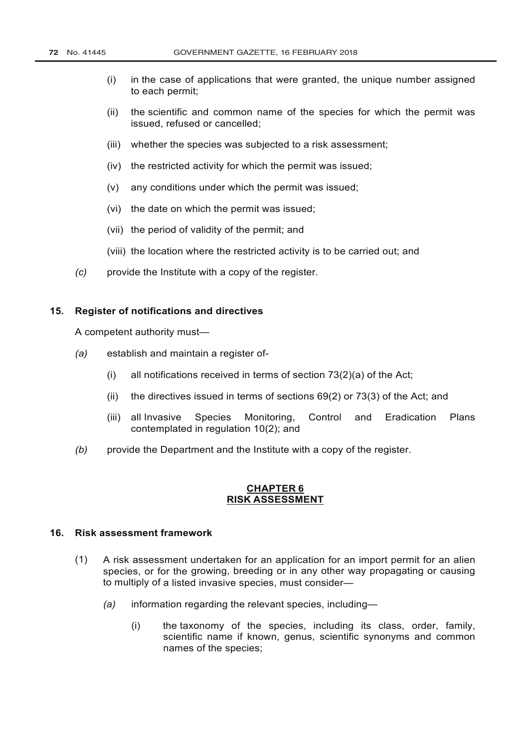(i) in the case of applications that were granted, the unique number assigned to each permit;

(ii) the scientific and common name of the species for which the permit was issued, refused or cancelled;

(iii) whether the species was subjected to a risk assessment;

(iv) the restricted activity for which the permit was issued;

(v) any conditions under which the permit was issued;

(vi) the date on which the permit was issued;

(vii) the period of validity of the permit; and

(viii) the location where the restricted activity is to be carried out; and

*(c)* provide the Institute with a copy of the register.

**15. Register of notifications and directives**

A competent authority must—

*(a)* establish and maintain a register of-

(i) all notifications received in terms of section 73(2)(a) of the Act;

(ii) the directives issued in terms of sections 69(2) or 73(3) of the Act; and

(iii) all Invasive Species Monitoring, Control and Eradication Plans contemplated in regulation 10(2); and

*(b)* provide the Department and the Institute with a copy of the register.

## CHAPTER 6
## RISK ASSESSMENT

**16. Risk assessment framework**

(1) A risk assessment undertaken for an application for an import permit for an alien species, or for the growing, breeding or in any other way propagating or causing to multiply of a listed invasive species, must consider—

*(a)* information regarding the relevant species, including—

(i) the taxonomy of the species, including its class, order, family, scientific name if known, genus, scientific synonyms and common names of the species;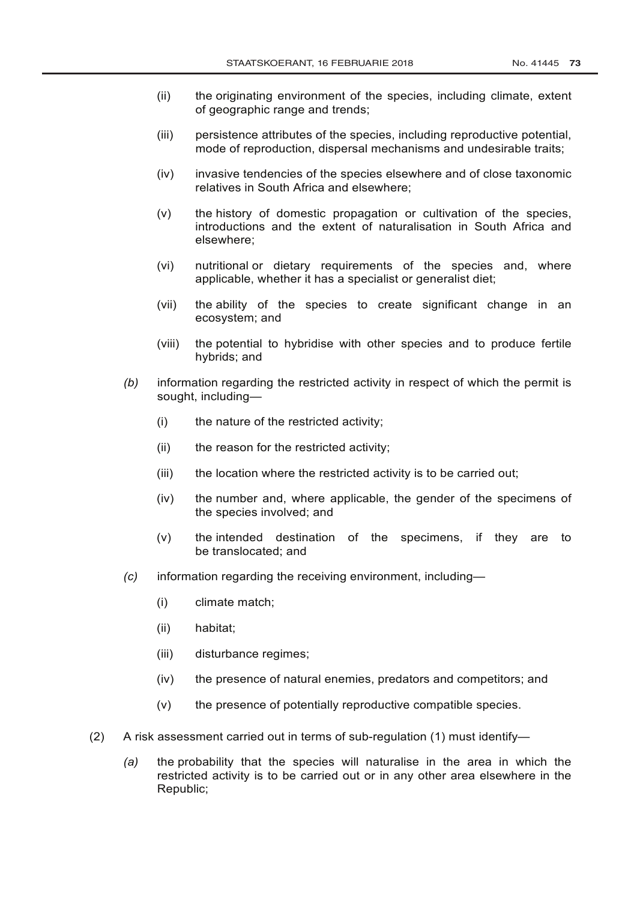(ii) the originating environment of the species, including climate, extent of geographic range and trends;

(iii) persistence attributes of the species, including reproductive potential, mode of reproduction, dispersal mechanisms and undesirable traits;

(iv) invasive tendencies of the species elsewhere and of close taxonomic relatives in South Africa and elsewhere;

(v) the history of domestic propagation or cultivation of the species, introductions and the extent of naturalisation in South Africa and elsewhere;

(vi) nutritional or dietary requirements of the species and, where applicable, whether it has a specialist or generalist diet;

(vii) the ability of the species to create significant change in an ecosystem; and

(viii) the potential to hybridise with other species and to produce fertile hybrids; and

*(b)* information regarding the restricted activity in respect of which the permit is sought, including—

(i) the nature of the restricted activity;

(ii) the reason for the restricted activity;

(iii) the location where the restricted activity is to be carried out;

(iv) the number and, where applicable, the gender of the specimens of the species involved; and

(v) the intended destination of the specimens, if they are to be translocated; and

*(c)* information regarding the receiving environment, including—

(i) climate match;

(ii) habitat;

(iii) disturbance regimes;

(iv) the presence of natural enemies, predators and competitors; and

(v) the presence of potentially reproductive compatible species.

(2) A risk assessment carried out in terms of sub-regulation (1) must identify—

*(a)* the probability that the species will naturalise in the area in which the restricted activity is to be carried out or in any other area elsewhere in the Republic;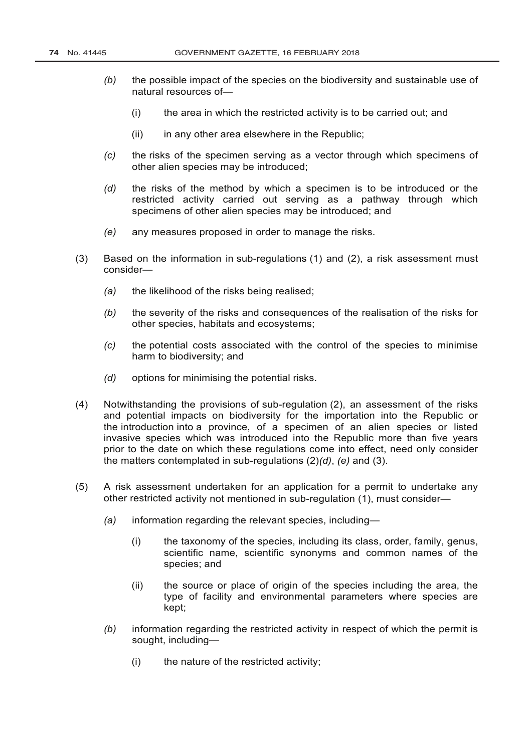*(b)* the possible impact of the species on the biodiversity and sustainable use of natural resources of—

(i) the area in which the restricted activity is to be carried out; and

(ii) in any other area elsewhere in the Republic;

*(c)* the risks of the specimen serving as a vector through which specimens of other alien species may be introduced;

*(d)* the risks of the method by which a specimen is to be introduced or the restricted activity carried out serving as a pathway through which specimens of other alien species may be introduced; and

*(e)* any measures proposed in order to manage the risks.

(3) Based on the information in sub-regulations (1) and (2), a risk assessment must consider—

*(a)* the likelihood of the risks being realised;

*(b)* the severity of the risks and consequences of the realisation of the risks for other species, habitats and ecosystems;

*(c)* the potential costs associated with the control of the species to minimise harm to biodiversity; and

*(d)* options for minimising the potential risks.

(4) Notwithstanding the provisions of sub-regulation (2), an assessment of the risks and potential impacts on biodiversity for the importation into the Republic or the introduction into a province, of a specimen of an alien species or listed invasive species which was introduced into the Republic more than five years prior to the date on which these regulations come into effect, need only consider the matters contemplated in sub-regulations (2)*(d)*, *(e)* and (3).

(5) A risk assessment undertaken for an application for a permit to undertake any other restricted activity not mentioned in sub-regulation (1), must consider—

*(a)* information regarding the relevant species, including—

(i) the taxonomy of the species, including its class, order, family, genus, scientific name, scientific synonyms and common names of the species; and

(ii) the source or place of origin of the species including the area, the type of facility and environmental parameters where species are kept;

*(b)* information regarding the restricted activity in respect of which the permit is sought, including—

(i) the nature of the restricted activity;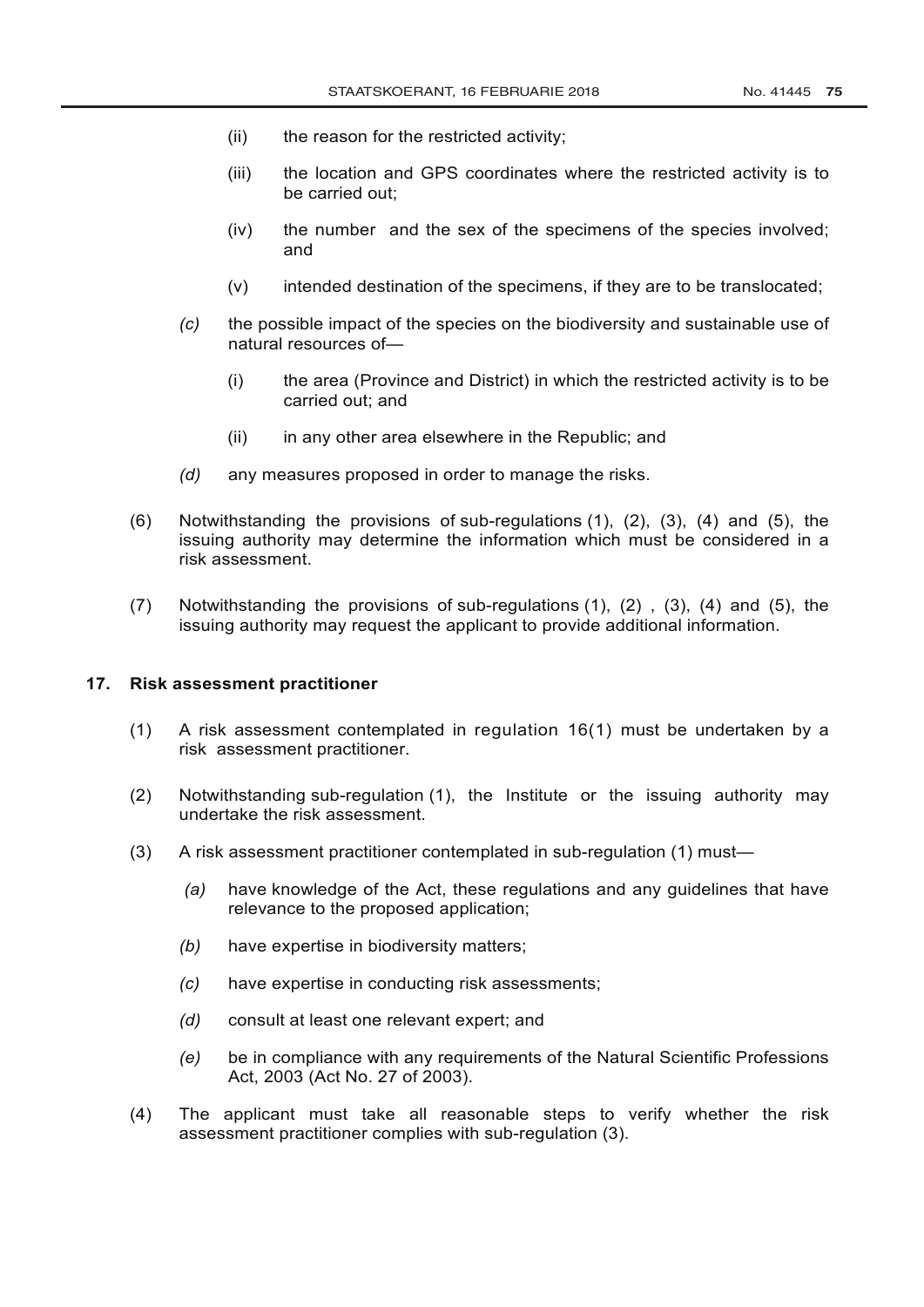(ii) the reason for the restricted activity;

(iii) the location and GPS coordinates where the restricted activity is to be carried out;

(iv) the number and the sex of the specimens of the species involved; and

(v) intended destination of the specimens, if they are to be translocated;

*(c)* the possible impact of the species on the biodiversity and sustainable use of natural resources of—

(i) the area (Province and District) in which the restricted activity is to be carried out; and

(ii) in any other area elsewhere in the Republic; and

*(d)* any measures proposed in order to manage the risks.

(6) Notwithstanding the provisions of sub-regulations (1), (2), (3), (4) and (5), the issuing authority may determine the information which must be considered in a risk assessment.

(7) Notwithstanding the provisions of sub-regulations (1), (2) , (3), (4) and (5), the issuing authority may request the applicant to provide additional information.

**17. Risk assessment practitioner**

(1) A risk assessment contemplated in regulation 16(1) must be undertaken by a risk assessment practitioner.

(2) Notwithstanding sub-regulation (1), the Institute or the issuing authority may undertake the risk assessment.

(3) A risk assessment practitioner contemplated in sub-regulation (1) must—

*(a)* have knowledge of the Act, these regulations and any guidelines that have relevance to the proposed application;

*(b)* have expertise in biodiversity matters;

*(c)* have expertise in conducting risk assessments;

*(d)* consult at least one relevant expert; and

*(e)* be in compliance with any requirements of the Natural Scientific Professions Act, 2003 (Act No. 27 of 2003).

(4) The applicant must take all reasonable steps to verify whether the risk assessment practitioner complies with sub-regulation (3).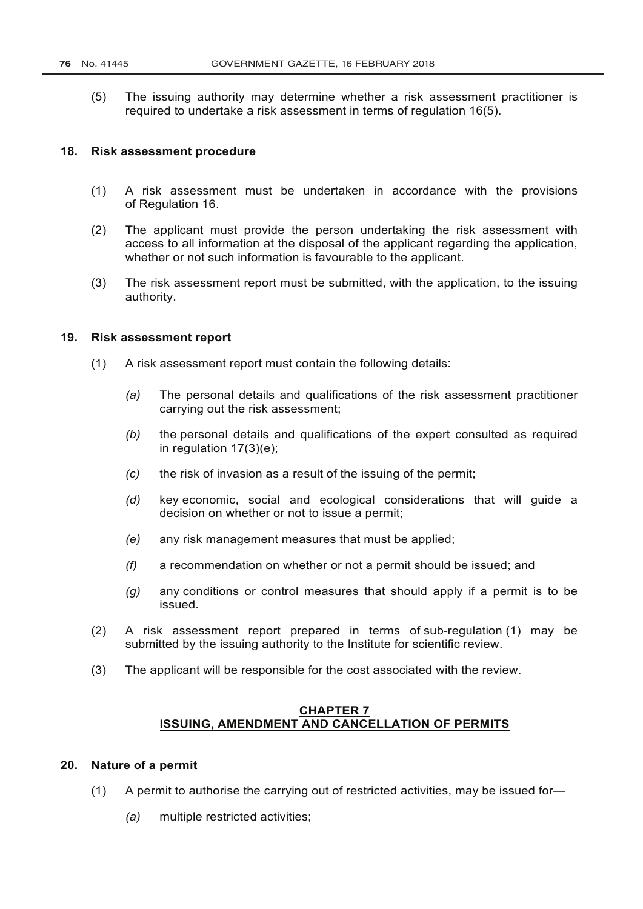(5) The issuing authority may determine whether a risk assessment practitioner is required to undertake a risk assessment in terms of regulation 16(5).

### 18. Risk assessment procedure

(1) A risk assessment must be undertaken in accordance with the provisions of Regulation 16.

(2) The applicant must provide the person undertaking the risk assessment with access to all information at the disposal of the applicant regarding the application, whether or not such information is favourable to the applicant.

(3) The risk assessment report must be submitted, with the application, to the issuing authority.

### 19. Risk assessment report

(1) A risk assessment report must contain the following details:

*(a)* The personal details and qualifications of the risk assessment practitioner carrying out the risk assessment;

*(b)* the personal details and qualifications of the expert consulted as required in regulation 17(3)(e);

*(c)* the risk of invasion as a result of the issuing of the permit;

*(d)* key economic, social and ecological considerations that will guide a decision on whether or not to issue a permit;

*(e)* any risk management measures that must be applied;

*(f)* a recommendation on whether or not a permit should be issued; and

*(g)* any conditions or control measures that should apply if a permit is to be issued.

(2) A risk assessment report prepared in terms of sub-regulation (1) may be submitted by the issuing authority to the Institute for scientific review.

(3) The applicant will be responsible for the cost associated with the review.

## CHAPTER 7
## ISSUING, AMENDMENT AND CANCELLATION OF PERMITS

### 20. Nature of a permit

(1) A permit to authorise the carrying out of restricted activities, may be issued for—

*(a)* multiple restricted activities;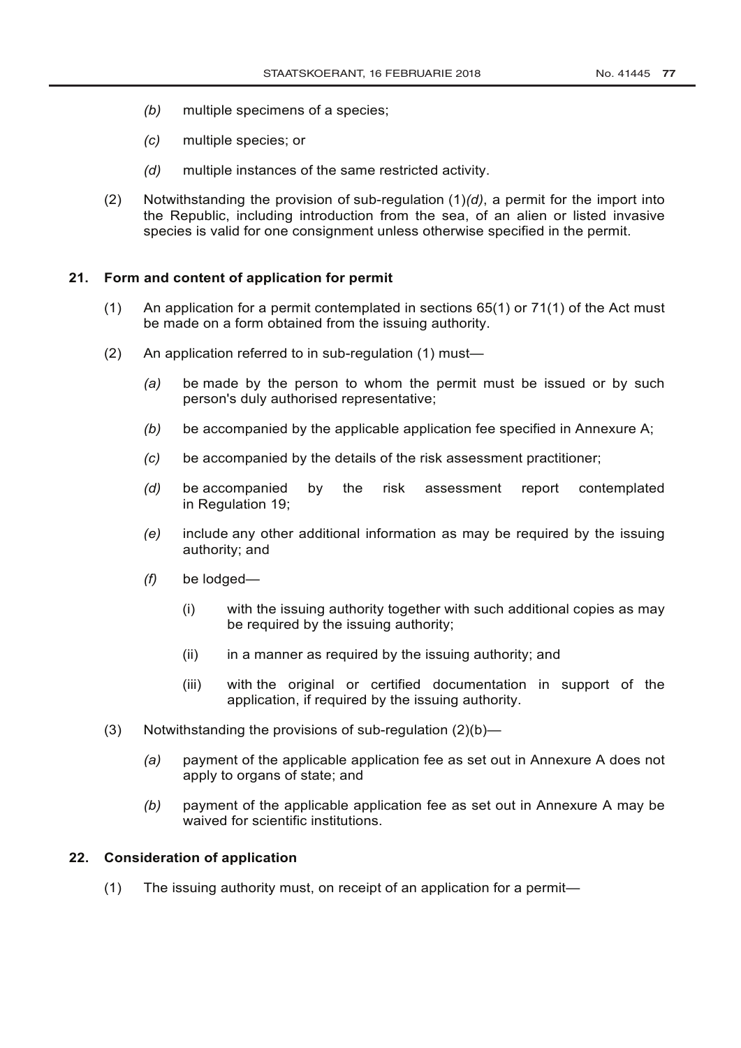*(b)* multiple specimens of a species;

*(c)* multiple species; or

*(d)* multiple instances of the same restricted activity.

(2) Notwithstanding the provision of sub-regulation (1)*(d)*, a permit for the import into the Republic, including introduction from the sea, of an alien or listed invasive species is valid for one consignment unless otherwise specified in the permit.

**21. Form and content of application for permit**

(1) An application for a permit contemplated in sections 65(1) or 71(1) of the Act must be made on a form obtained from the issuing authority.

(2) An application referred to in sub-regulation (1) must—

*(a)* be made by the person to whom the permit must be issued or by such person's duly authorised representative;

*(b)* be accompanied by the applicable application fee specified in Annexure A;

*(c)* be accompanied by the details of the risk assessment practitioner;

*(d)* be accompanied by the risk assessment report contemplated in Regulation 19;

*(e)* include any other additional information as may be required by the issuing authority; and

*(f)* be lodged—

(i) with the issuing authority together with such additional copies as may be required by the issuing authority;

(ii) in a manner as required by the issuing authority; and

(iii) with the original or certified documentation in support of the application, if required by the issuing authority.

(3) Notwithstanding the provisions of sub-regulation (2)(b)—

*(a)* payment of the applicable application fee as set out in Annexure A does not apply to organs of state; and

*(b)* payment of the applicable application fee as set out in Annexure A may be waived for scientific institutions.

**22. Consideration of application**

(1) The issuing authority must, on receipt of an application for a permit—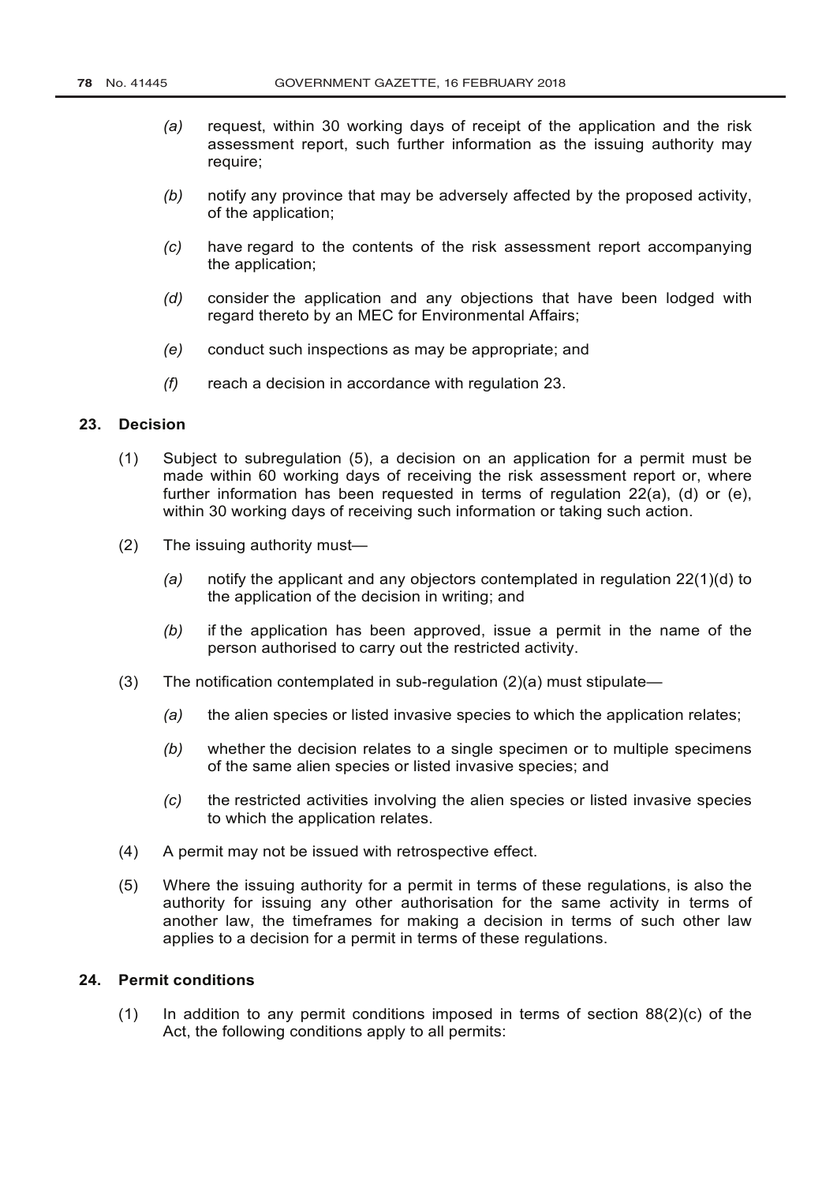*(a)* request, within 30 working days of receipt of the application and the risk assessment report, such further information as the issuing authority may require;

*(b)* notify any province that may be adversely affected by the proposed activity, of the application;

*(c)* have regard to the contents of the risk assessment report accompanying the application;

*(d)* consider the application and any objections that have been lodged with regard thereto by an MEC for Environmental Affairs;

*(e)* conduct such inspections as may be appropriate; and

*(f)* reach a decision in accordance with regulation 23.

**23. Decision**

(1) Subject to subregulation (5), a decision on an application for a permit must be made within 60 working days of receiving the risk assessment report or, where further information has been requested in terms of regulation 22(a), (d) or (e), within 30 working days of receiving such information or taking such action.

(2) The issuing authority must—

*(a)* notify the applicant and any objectors contemplated in regulation 22(1)(d) to the application of the decision in writing; and

*(b)* if the application has been approved, issue a permit in the name of the person authorised to carry out the restricted activity.

(3) The notification contemplated in sub-regulation (2)(a) must stipulate—

*(a)* the alien species or listed invasive species to which the application relates;

*(b)* whether the decision relates to a single specimen or to multiple specimens of the same alien species or listed invasive species; and

*(c)* the restricted activities involving the alien species or listed invasive species to which the application relates.

(4) A permit may not be issued with retrospective effect.

(5) Where the issuing authority for a permit in terms of these regulations, is also the authority for issuing any other authorisation for the same activity in terms of another law, the timeframes for making a decision in terms of such other law applies to a decision for a permit in terms of these regulations.

**24. Permit conditions**

(1) In addition to any permit conditions imposed in terms of section 88(2)(c) of the Act, the following conditions apply to all permits: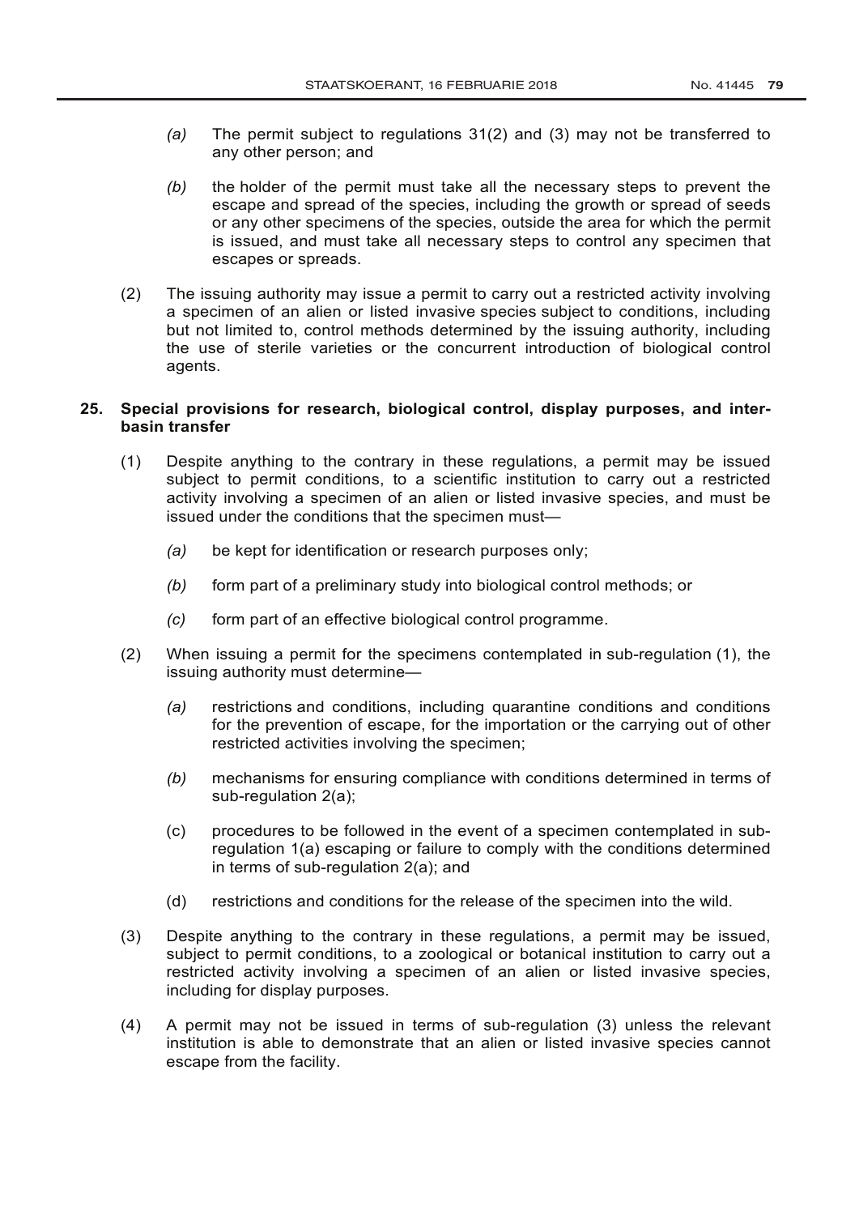*(a)* The permit subject to regulations 31(2) and (3) may not be transferred to any other person; and

*(b)* the holder of the permit must take all the necessary steps to prevent the escape and spread of the species, including the growth or spread of seeds or any other specimens of the species, outside the area for which the permit is issued, and must take all necessary steps to control any specimen that escapes or spreads.

(2) The issuing authority may issue a permit to carry out a restricted activity involving a specimen of an alien or listed invasive species subject to conditions, including but not limited to, control methods determined by the issuing authority, including the use of sterile varieties or the concurrent introduction of biological control agents.

**25. Special provisions for research, biological control, display purposes, and inter-basin transfer**

(1) Despite anything to the contrary in these regulations, a permit may be issued subject to permit conditions, to a scientific institution to carry out a restricted activity involving a specimen of an alien or listed invasive species, and must be issued under the conditions that the specimen must—

*(a)* be kept for identification or research purposes only;

*(b)* form part of a preliminary study into biological control methods; or

*(c)* form part of an effective biological control programme.

(2) When issuing a permit for the specimens contemplated in sub-regulation (1), the issuing authority must determine—

*(a)* restrictions and conditions, including quarantine conditions and conditions for the prevention of escape, for the importation or the carrying out of other restricted activities involving the specimen;

*(b)* mechanisms for ensuring compliance with conditions determined in terms of sub-regulation 2(a);

(c) procedures to be followed in the event of a specimen contemplated in sub-regulation 1(a) escaping or failure to comply with the conditions determined in terms of sub-regulation 2(a); and

(d) restrictions and conditions for the release of the specimen into the wild.

(3) Despite anything to the contrary in these regulations, a permit may be issued, subject to permit conditions, to a zoological or botanical institution to carry out a restricted activity involving a specimen of an alien or listed invasive species, including for display purposes.

(4) A permit may not be issued in terms of sub-regulation (3) unless the relevant institution is able to demonstrate that an alien or listed invasive species cannot escape from the facility.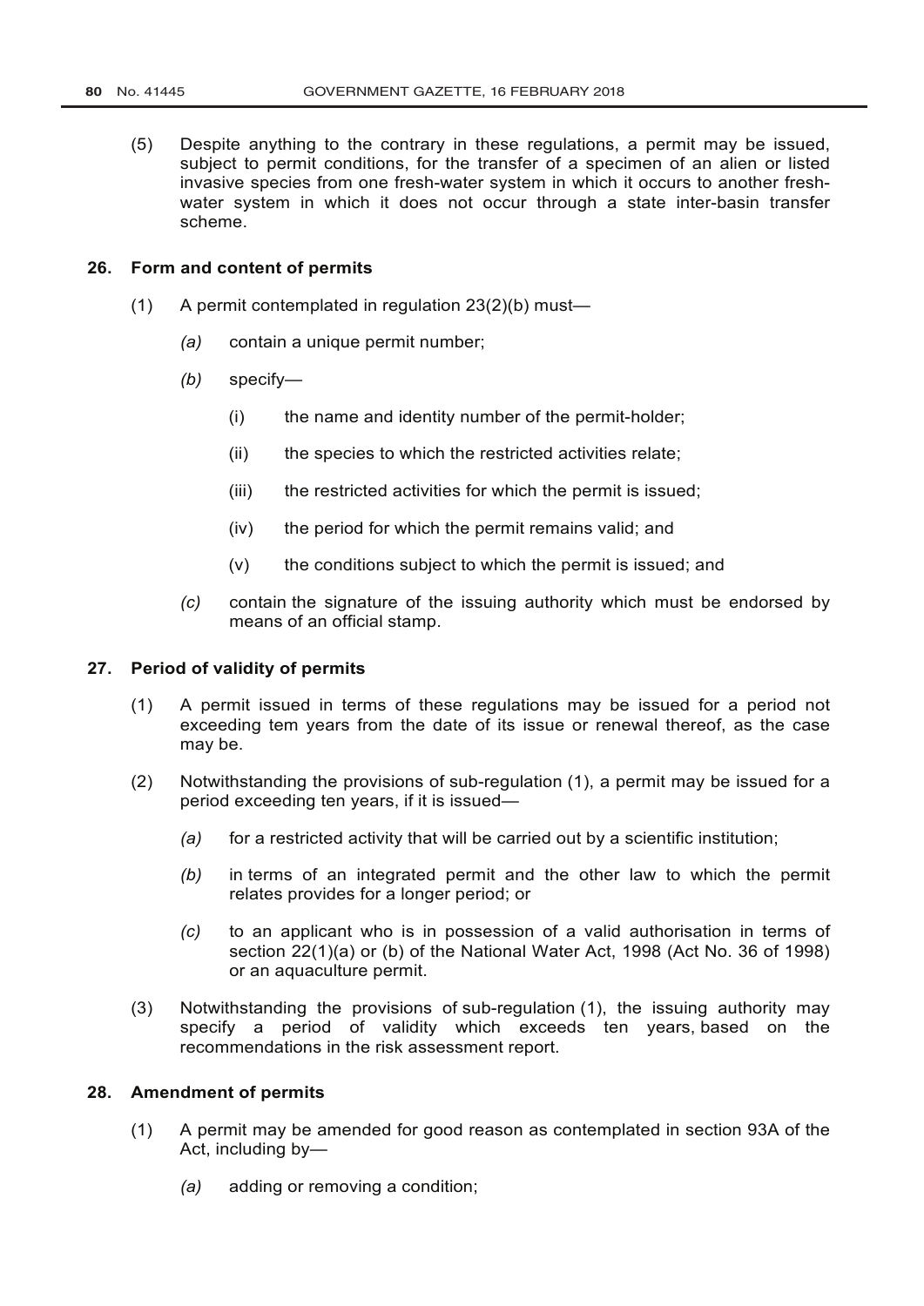(5) Despite anything to the contrary in these regulations, a permit may be issued, subject to permit conditions, for the transfer of a specimen of an alien or listed invasive species from one fresh-water system in which it occurs to another fresh-water system in which it does not occur through a state inter-basin transfer scheme.

**26. Form and content of permits**

(1) A permit contemplated in regulation 23(2)(b) must—

*(a)* contain a unique permit number;

*(b)* specify—

(i) the name and identity number of the permit-holder;

(ii) the species to which the restricted activities relate;

(iii) the restricted activities for which the permit is issued;

(iv) the period for which the permit remains valid; and

(v) the conditions subject to which the permit is issued; and

*(c)* contain the signature of the issuing authority which must be endorsed by means of an official stamp.

**27. Period of validity of permits**

(1) A permit issued in terms of these regulations may be issued for a period not exceeding tem years from the date of its issue or renewal thereof, as the case may be.

(2) Notwithstanding the provisions of sub-regulation (1), a permit may be issued for a period exceeding ten years, if it is issued—

*(a)* for a restricted activity that will be carried out by a scientific institution;

*(b)* in terms of an integrated permit and the other law to which the permit relates provides for a longer period; or

*(c)* to an applicant who is in possession of a valid authorisation in terms of section 22(1)(a) or (b) of the National Water Act, 1998 (Act No. 36 of 1998) or an aquaculture permit.

(3) Notwithstanding the provisions of sub-regulation (1), the issuing authority may specify a period of validity which exceeds ten years, based on the recommendations in the risk assessment report.

**28. Amendment of permits**

(1) A permit may be amended for good reason as contemplated in section 93A of the Act, including by—

*(a)* adding or removing a condition;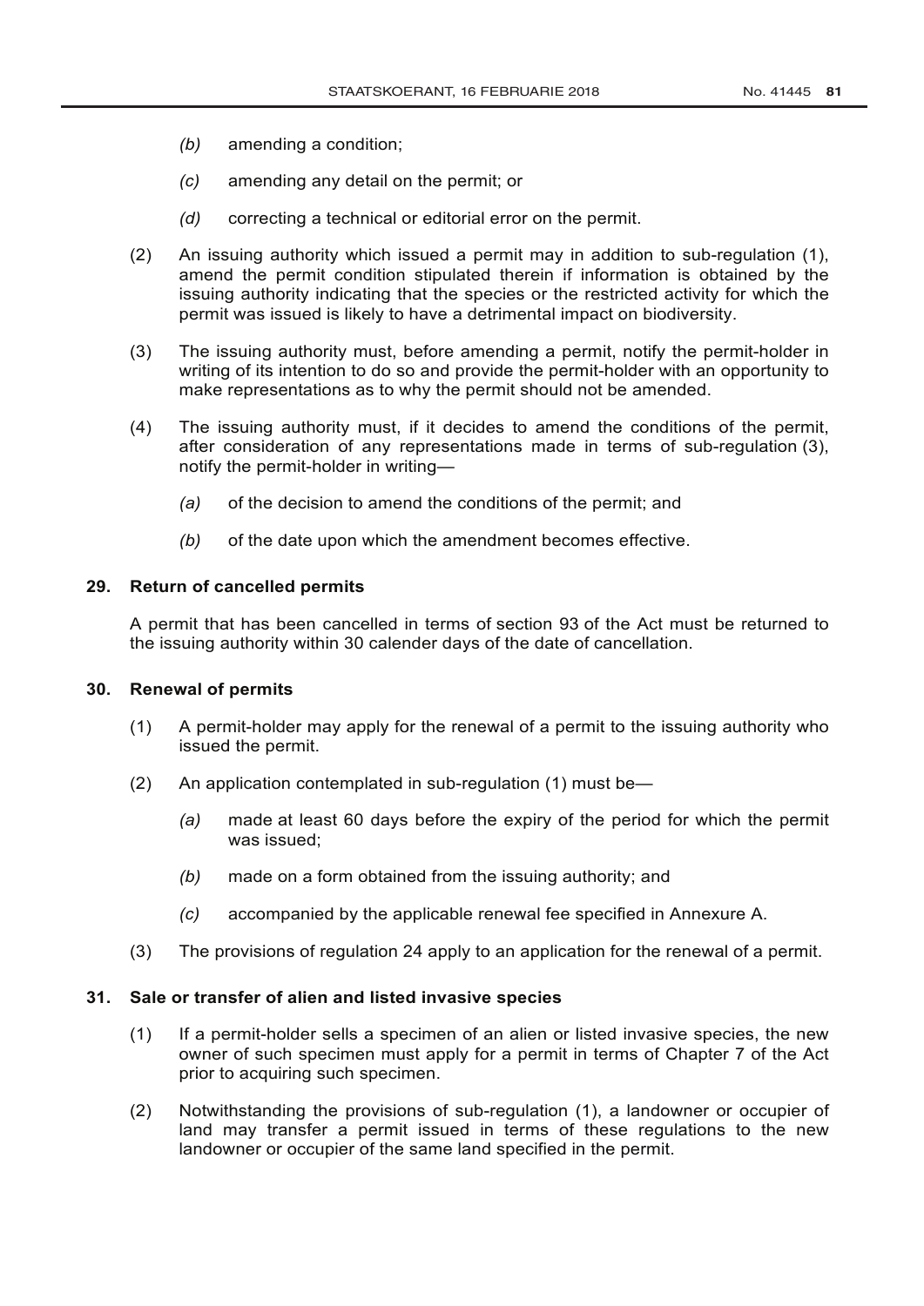*(b)* amending a condition;

*(c)* amending any detail on the permit; or

*(d)* correcting a technical or editorial error on the permit.

(2) An issuing authority which issued a permit may in addition to sub-regulation (1), amend the permit condition stipulated therein if information is obtained by the issuing authority indicating that the species or the restricted activity for which the permit was issued is likely to have a detrimental impact on biodiversity.

(3) The issuing authority must, before amending a permit, notify the permit-holder in writing of its intention to do so and provide the permit-holder with an opportunity to make representations as to why the permit should not be amended.

(4) The issuing authority must, if it decides to amend the conditions of the permit, after consideration of any representations made in terms of sub-regulation (3), notify the permit-holder in writing—

*(a)* of the decision to amend the conditions of the permit; and

*(b)* of the date upon which the amendment becomes effective.

**29. Return of cancelled permits**

A permit that has been cancelled in terms of section 93 of the Act must be returned to the issuing authority within 30 calender days of the date of cancellation.

**30. Renewal of permits**

(1) A permit-holder may apply for the renewal of a permit to the issuing authority who issued the permit.

(2) An application contemplated in sub-regulation (1) must be—

*(a)* made at least 60 days before the expiry of the period for which the permit was issued;

*(b)* made on a form obtained from the issuing authority; and

*(c)* accompanied by the applicable renewal fee specified in Annexure A.

(3) The provisions of regulation 24 apply to an application for the renewal of a permit.

**31. Sale or transfer of alien and listed invasive species**

(1) If a permit-holder sells a specimen of an alien or listed invasive species, the new owner of such specimen must apply for a permit in terms of Chapter 7 of the Act prior to acquiring such specimen.

(2) Notwithstanding the provisions of sub-regulation (1), a landowner or occupier of land may transfer a permit issued in terms of these regulations to the new landowner or occupier of the same land specified in the permit.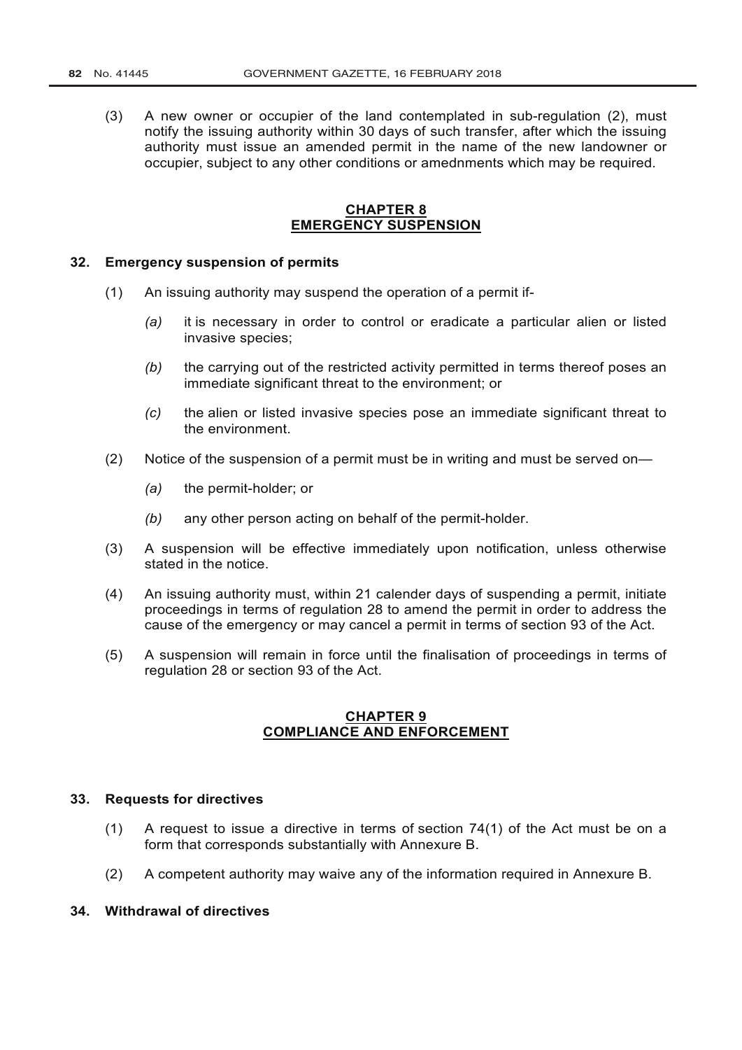(3) A new owner or occupier of the land contemplated in sub-regulation (2), must notify the issuing authority within 30 days of such transfer, after which the issuing authority must issue an amended permit in the name of the new landowner or occupier, subject to any other conditions or amednments which may be required.

## CHAPTER 8
## EMERGENCY SUSPENSION

### 32. Emergency suspension of permits

(1) An issuing authority may suspend the operation of a permit if-

*(a)* it is necessary in order to control or eradicate a particular alien or listed invasive species;

*(b)* the carrying out of the restricted activity permitted in terms thereof poses an immediate significant threat to the environment; or

*(c)* the alien or listed invasive species pose an immediate significant threat to the environment.

(2) Notice of the suspension of a permit must be in writing and must be served on—

*(a)* the permit-holder; or

*(b)* any other person acting on behalf of the permit-holder.

(3) A suspension will be effective immediately upon notification, unless otherwise stated in the notice.

(4) An issuing authority must, within 21 calender days of suspending a permit, initiate proceedings in terms of regulation 28 to amend the permit in order to address the cause of the emergency or may cancel a permit in terms of section 93 of the Act.

(5) A suspension will remain in force until the finalisation of proceedings in terms of regulation 28 or section 93 of the Act.

## CHAPTER 9
## COMPLIANCE AND ENFORCEMENT

### 33. Requests for directives

(1) A request to issue a directive in terms of section 74(1) of the Act must be on a form that corresponds substantially with Annexure B.

(2) A competent authority may waive any of the information required in Annexure B.

### 34. Withdrawal of directives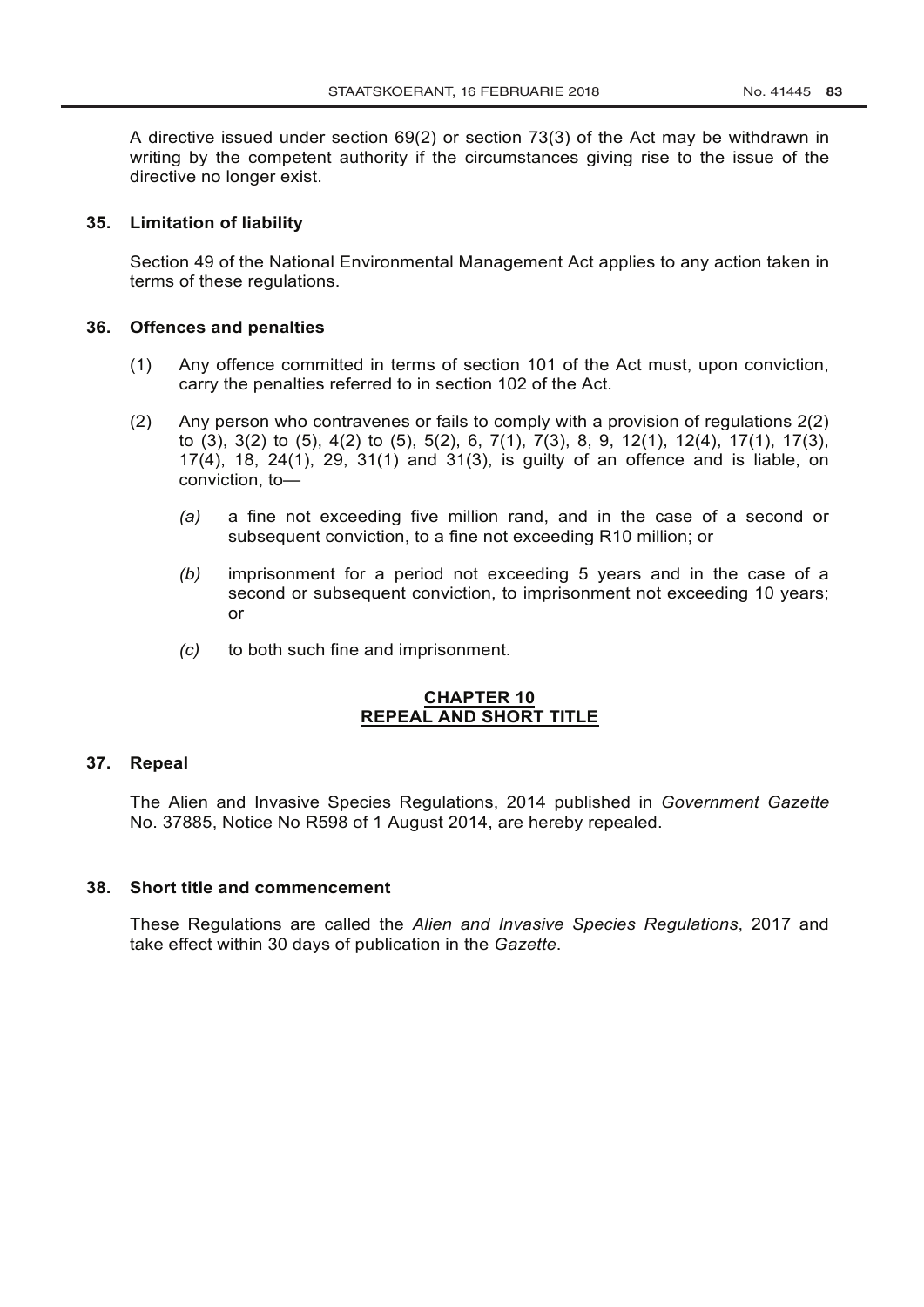A directive issued under section 69(2) or section 73(3) of the Act may be withdrawn in writing by the competent authority if the circumstances giving rise to the issue of the directive no longer exist.

### 35. Limitation of liability

Section 49 of the National Environmental Management Act applies to any action taken in terms of these regulations.

### 36. Offences and penalties

(1) Any offence committed in terms of section 101 of the Act must, upon conviction, carry the penalties referred to in section 102 of the Act.

(2) Any person who contravenes or fails to comply with a provision of regulations 2(2) to (3), 3(2) to (5), 4(2) to (5), 5(2), 6, 7(1), 7(3), 8, 9, 12(1), 12(4), 17(1), 17(3), 17(4), 18, 24(1), 29, 31(1) and 31(3), is guilty of an offence and is liable, on conviction, to—

*(a)* a fine not exceeding five million rand, and in the case of a second or subsequent conviction, to a fine not exceeding R10 million; or

*(b)* imprisonment for a period not exceeding 5 years and in the case of a second or subsequent conviction, to imprisonment not exceeding 10 years; or

*(c)* to both such fine and imprisonment.

## CHAPTER 10
## REPEAL AND SHORT TITLE

### 37. Repeal

The Alien and Invasive Species Regulations, 2014 published in *Government Gazette* No. 37885, Notice No R598 of 1 August 2014, are hereby repealed.

### 38. Short title and commencement

These Regulations are called the *Alien and Invasive Species Regulations*, 2017 and take effect within 30 days of publication in the *Gazette*.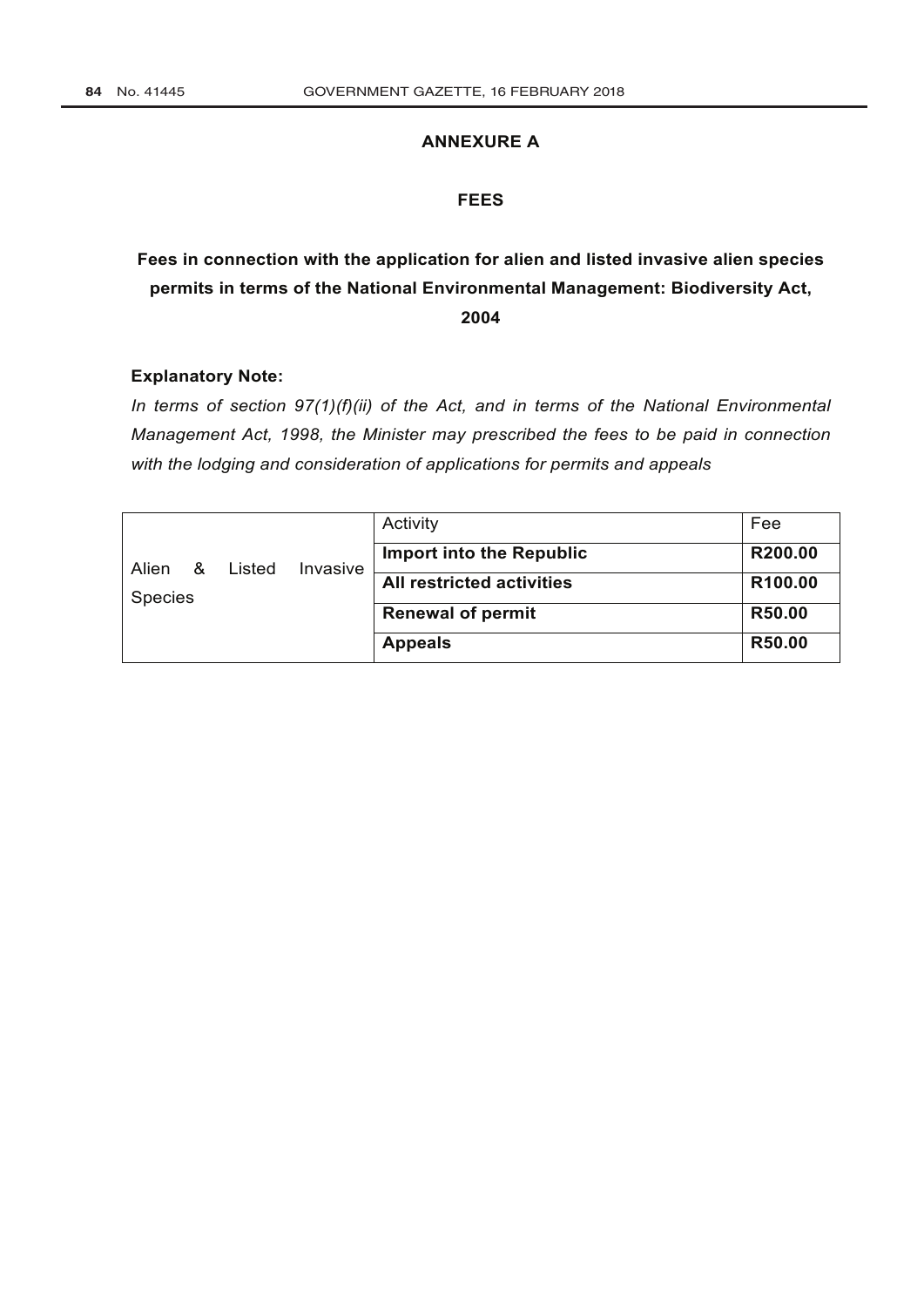## ANNEXURE A

## FEES

### Fees in connection with the application for alien and listed invasive alien species permits in terms of the National Environmental Management: Biodiversity Act, 2004

**Explanatory Note:**

*In terms of section 97(1)(f)(ii) of the Act, and in terms of the National Environmental Management Act, 1998, the Minister may prescribed the fees to be paid in connection with the lodging and consideration of applications for permits and appeals*

| | Activity | Fee |
|---|---|---|
| Alien & Listed Invasive Species | **Import into the Republic** | **R200.00** |
| | **All restricted activities** | **R100.00** |
| | **Renewal of permit** | **R50.00** |
| | **Appeals** | **R50.00** |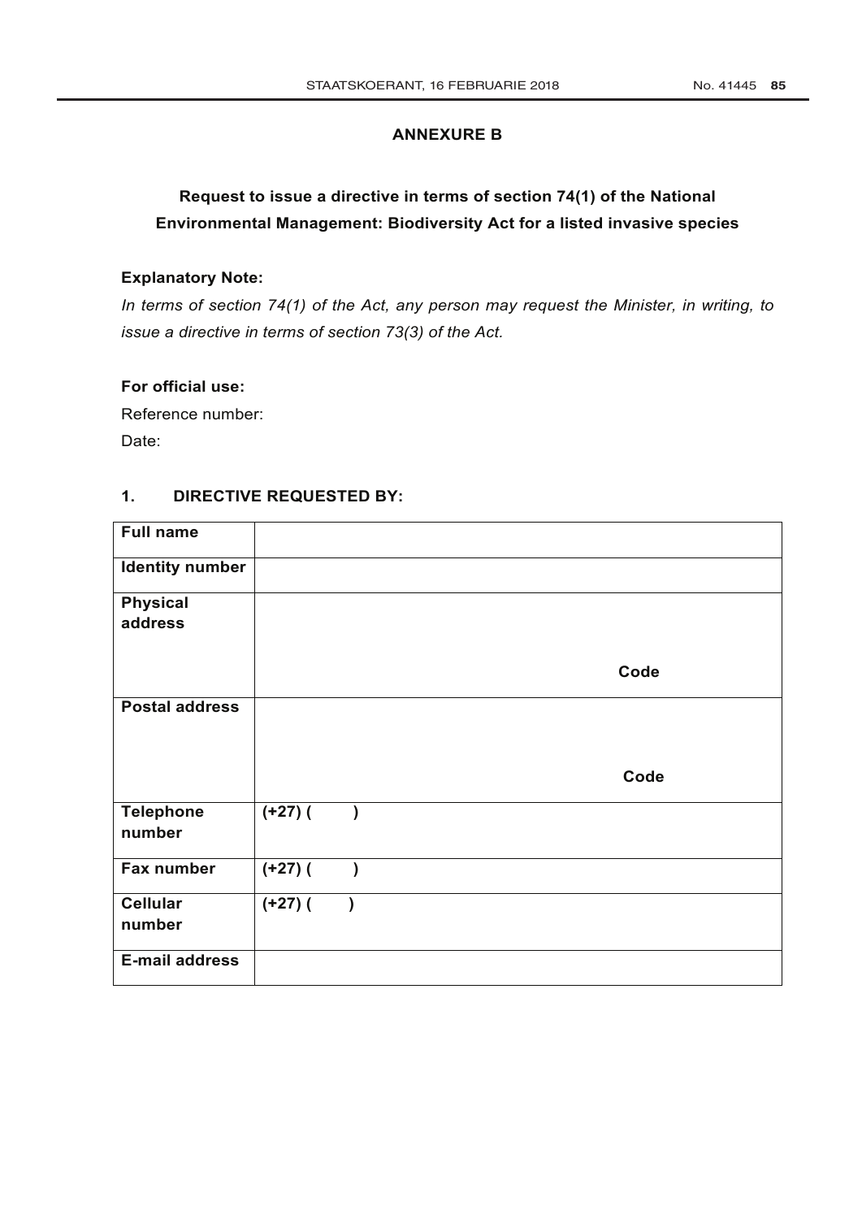## ANNEXURE B

### Request to issue a directive in terms of section 74(1) of the National Environmental Management: Biodiversity Act for a listed invasive species

**Explanatory Note:**

*In terms of section 74(1) of the Act, any person may request the Minister, in writing, to issue a directive in terms of section 73(3) of the Act.*

**For official use:**

Reference number:

Date:

### 1. DIRECTIVE REQUESTED BY:

| | |
|---|---|
| **Full name** | |
| **Identity number** | |
| **Physical address** | **Code** |
| **Postal address** | **Code** |
| **Telephone number** | **(+27) (        )** |
| **Fax number** | **(+27) (        )** |
| **Cellular number** | **(+27) (        )** |
| **E-mail address** | |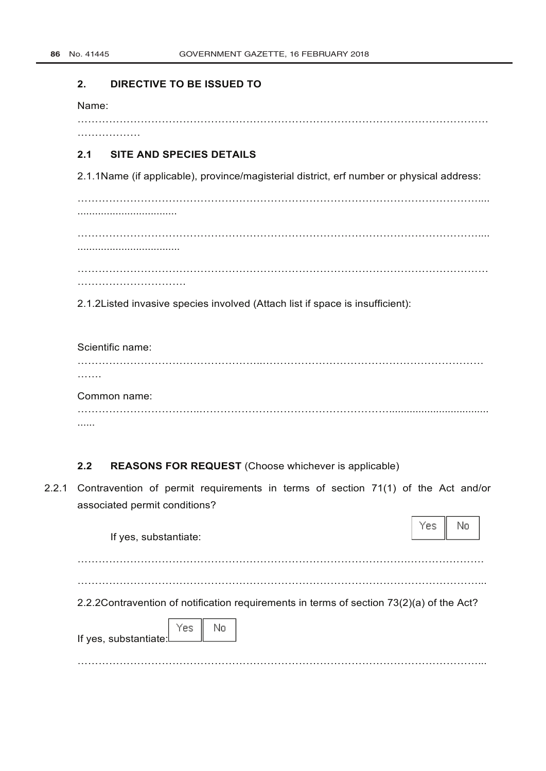## 2. DIRECTIVE TO BE ISSUED TO

Name:

…………………………………………………………………………………………………………
………………

### 2.1 SITE AND SPECIES DETAILS

2.1.1Name (if applicable), province/magisterial district, erf number or physical address:

…………………………………………………………………………………………………………....
.................................

…………………………………………………………………………………………………………....
..................................

…………………………………………………………………………………………………………
………………………….

2.1.2Listed invasive species involved (Attach list if space is insufficient):

Scientific name:

…………………………………………..…………………………………………………………
…….

Common name:

……………………………..………………………………………………….................................
......

### 2.2 REASONS FOR REQUEST (Choose whichever is applicable)

2.2.1 Contravention of permit requirements in terms of section 71(1) of the Act and/or associated permit conditions?

If yes, substantiate: Yes No

…………………………………………………………………………………………………………

…………………………………………………………………………………………………………...

2.2.2Contravention of notification requirements in terms of section 73(2)(a) of the Act?

If yes, substantiate: Yes No

…………………………………………………………………………………………………………...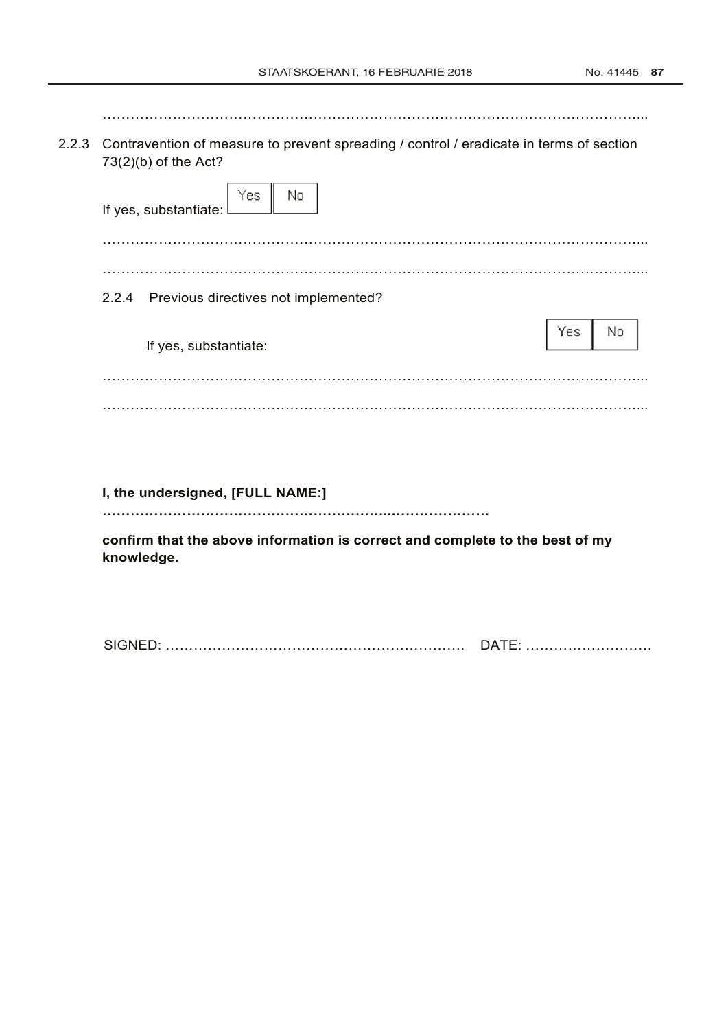……………………………………………………………………………………………………...

2.2.3 Contravention of measure to prevent spreading / control / eradicate in terms of section 73(2)(b) of the Act?

If yes, substantiate: Yes No

……………………………………………………………………………………………………...

……………………………………………………………………………………………………...

2.2.4 Previous directives not implemented?

If yes, substantiate: Yes No

……………………………………………………………………………………………………...

……………………………………………………………………………………………………...

**I, the undersigned, [FULL NAME:]**

**……………………………………………………..…………………**

**confirm that the above information is correct and complete to the best of my knowledge.**

SIGNED: ……………………………………………………… DATE: ……………………